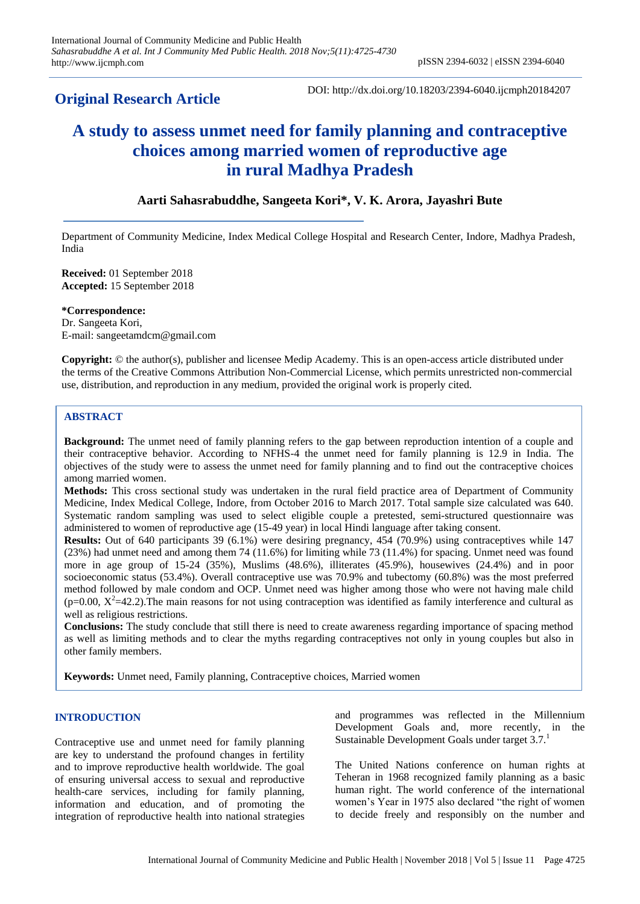**Original Research Article**

DOI: http://dx.doi.org/10.18203/2394-6040.ijcmph20184207

# A study to assess unmet need for family planning and contraceptive choices among married women of reproductive age in rural Madhya Pradesh

**Aarti Sahasrabuddhe, Sangeeta Kori\*, V. K. Arora, Jayashri Bute**

Department of Community Medicine, Index Medical College Hospital and Research Center, Indore, Madhya Pradesh, India

**Received:** 01 September 2018
**Accepted:** 15 September 2018

**\*Correspondence:**
Dr. Sangeeta Kori,
E-mail: sangeetamdcm@gmail.com

**Copyright:** © the author(s), publisher and licensee Medip Academy. This is an open-access article distributed under the terms of the Creative Commons Attribution Non-Commercial License, which permits unrestricted non-commercial use, distribution, and reproduction in any medium, provided the original work is properly cited.

## ABSTRACT

**Background:** The unmet need of family planning refers to the gap between reproduction intention of a couple and their contraceptive behavior. According to NFHS-4 the unmet need for family planning is 12.9 in India. The objectives of the study were to assess the unmet need for family planning and to find out the contraceptive choices among married women.

**Methods:** This cross sectional study was undertaken in the rural field practice area of Department of Community Medicine, Index Medical College, Indore, from October 2016 to March 2017. Total sample size calculated was 640. Systematic random sampling was used to select eligible couple a pretested, semi-structured questionnaire was administered to women of reproductive age (15-49 year) in local Hindi language after taking consent.

**Results:** Out of 640 participants 39 (6.1%) were desiring pregnancy, 454 (70.9%) using contraceptives while 147 (23%) had unmet need and among them 74 (11.6%) for limiting while 73 (11.4%) for spacing. Unmet need was found more in age group of 15-24 (35%), Muslims (48.6%), illiterates (45.9%), housewives (24.4%) and in poor socioeconomic status (53.4%). Overall contraceptive use was 70.9% and tubectomy (60.8%) was the most preferred method followed by male condom and OCP. Unmet need was higher among those who were not having male child ($p=0.00$, $X^2=42.2$).The main reasons for not using contraception was identified as family interference and cultural as well as religious restrictions.

**Conclusions:** The study conclude that still there is need to create awareness regarding importance of spacing method as well as limiting methods and to clear the myths regarding contraceptives not only in young couples but also in other family members.

**Keywords:** Unmet need, Family planning, Contraceptive choices, Married women

## INTRODUCTION

Contraceptive use and unmet need for family planning are key to understand the profound changes in fertility and to improve reproductive health worldwide. The goal of ensuring universal access to sexual and reproductive health-care services, including for family planning, information and education, and of promoting the integration of reproductive health into national strategies and programmes was reflected in the Millennium Development Goals and, more recently, in the Sustainable Development Goals under target 3.7.[1]

The United Nations conference on human rights at Teheran in 1968 recognized family planning as a basic human right. The world conference of the international women's Year in 1975 also declared "the right of women to decide freely and responsibly on the number and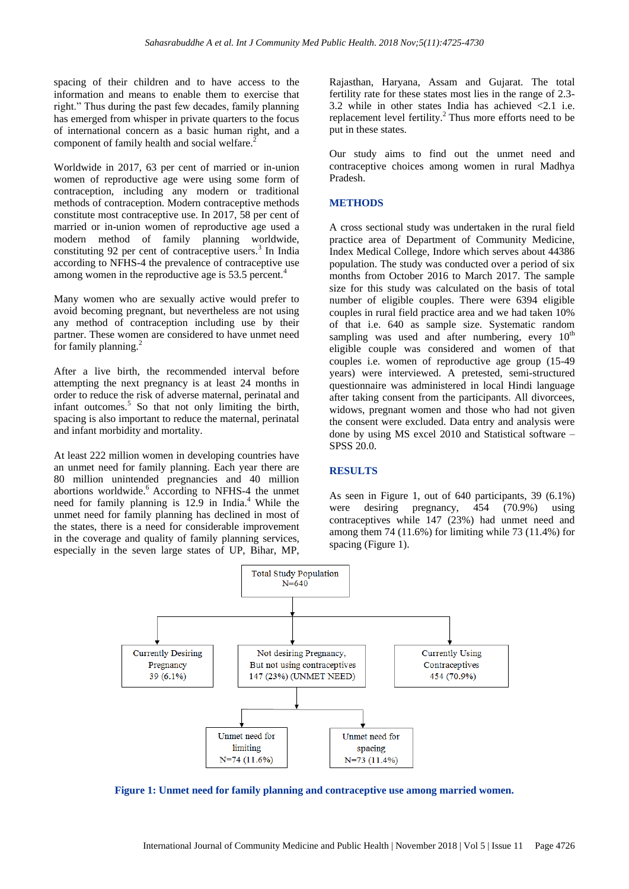spacing of their children and to have access to the information and means to enable them to exercise that right." Thus during the past few decades, family planning has emerged from whisper in private quarters to the focus of international concern as a basic human right, and a component of family health and social welfare.[2]

Worldwide in 2017, 63 per cent of married or in-union women of reproductive age were using some form of contraception, including any modern or traditional methods of contraception. Modern contraceptive methods constitute most contraceptive use. In 2017, 58 per cent of married or in-union women of reproductive age used a modern method of family planning worldwide, constituting 92 per cent of contraceptive users.[3] In India according to NFHS-4 the prevalence of contraceptive use among women in the reproductive age is 53.5 percent.[4]

Many women who are sexually active would prefer to avoid becoming pregnant, but nevertheless are not using any method of contraception including use by their partner. These women are considered to have unmet need for family planning.[2]

After a live birth, the recommended interval before attempting the next pregnancy is at least 24 months in order to reduce the risk of adverse maternal, perinatal and infant outcomes.[5] So that not only limiting the birth, spacing is also important to reduce the maternal, perinatal and infant morbidity and mortality.

At least 222 million women in developing countries have an unmet need for family planning. Each year there are 80 million unintended pregnancies and 40 million abortions worldwide.[6] According to NFHS-4 the unmet need for family planning is 12.9 in India.[4] While the unmet need for family planning has declined in most of the states, there is a need for considerable improvement in the coverage and quality of family planning services, especially in the seven large states of UP, Bihar, MP, Rajasthan, Haryana, Assam and Gujarat. The total fertility rate for these states most lies in the range of 2.3-3.2 while in other states India has achieved <2.1 i.e. replacement level fertility.[2] Thus more efforts need to be put in these states.

Our study aims to find out the unmet need and contraceptive choices among women in rural Madhya Pradesh.

## METHODS

A cross sectional study was undertaken in the rural field practice area of Department of Community Medicine, Index Medical College, Indore which serves about 44386 population. The study was conducted over a period of six months from October 2016 to March 2017. The sample size for this study was calculated on the basis of total number of eligible couples. There were 6394 eligible couples in rural field practice area and we had taken 10% of that i.e. 640 as sample size. Systematic random sampling was used and after numbering, every 10[th] eligible couple was considered and women of that couples i.e. women of reproductive age group (15-49 years) were interviewed. A pretested, semi-structured questionnaire was administered in local Hindi language after taking consent from the participants. All divorcees, widows, pregnant women and those who had not given the consent were excluded. Data entry and analysis were done by using MS excel 2010 and Statistical software – SPSS 20.0.

## RESULTS

As seen in Figure 1, out of 640 participants, 39 (6.1%) were desiring pregnancy, 454 (70.9%) using contraceptives while 147 (23%) had unmet need and among them 74 (11.6%) for limiting while 73 (11.4%) for spacing (Figure 1).

- Total Study Population N=640
  - Currently Desiring Pregnancy 39 (6.1%)
  - Not desiring Pregnancy, But not using contraceptives 147 (23%) (UNMET NEED)
    - Unmet need for limiting N=74 (11.6%)
    - Unmet need for spacing N=73 (11.4%)
  - Currently Using Contraceptives 454 (70.9%)

**Figure 1: Unmet need for family planning and contraceptive use among married women.**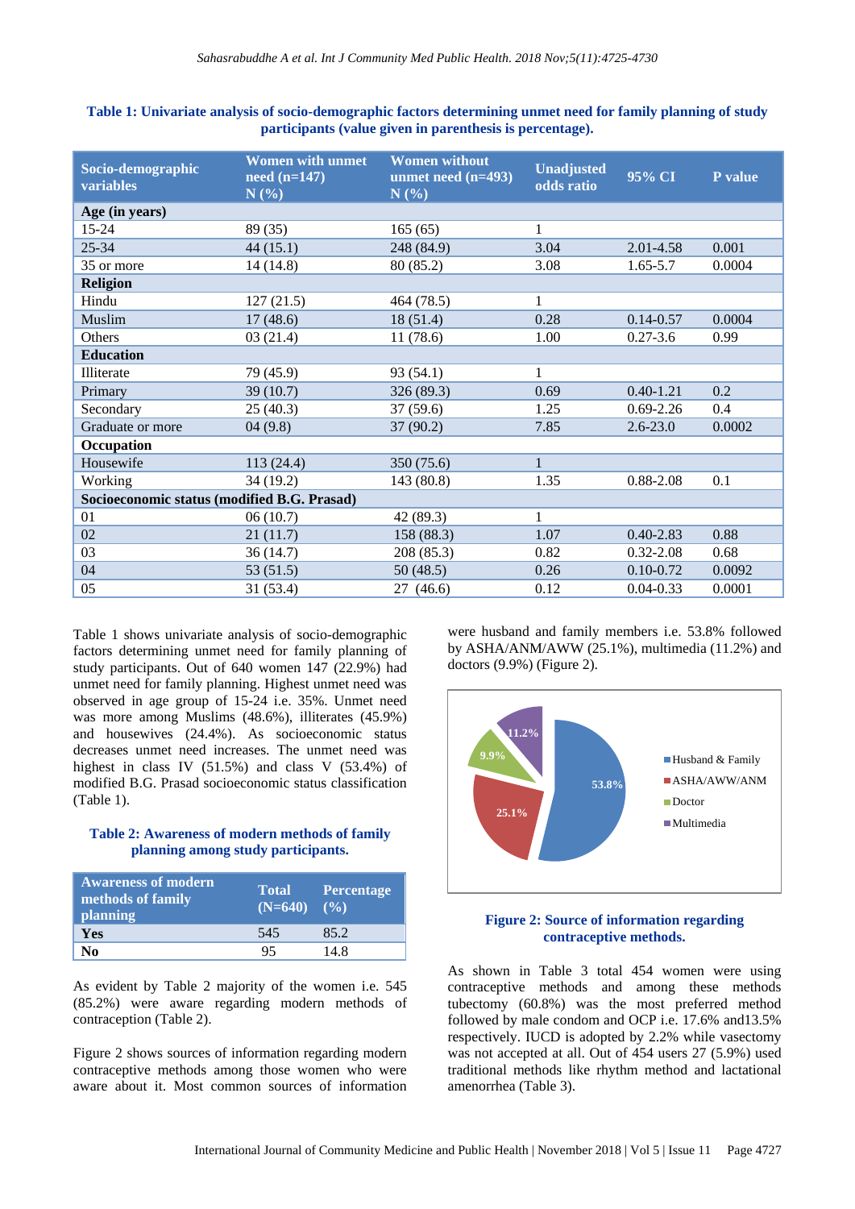**Table 1: Univariate analysis of socio-demographic factors determining unmet need for family planning of study participants (value given in parenthesis is percentage).**

| Socio-demographic variables | Women with unmet need (n=147) N (%) | Women without unmet need (n=493) N (%) | Unadjusted odds ratio | 95% CI | P value |
|---|---|---|---|---|---|
| **Age (in years)** | | | | | |
| 15-24 | 89 (35) | 165 (65) | 1 | | |
| 25-34 | 44 (15.1) | 248 (84.9) | 3.04 | 2.01-4.58 | 0.001 |
| 35 or more | 14 (14.8) | 80 (85.2) | 3.08 | 1.65-5.7 | 0.0004 |
| **Religion** | | | | | |
| Hindu | 127 (21.5) | 464 (78.5) | 1 | | |
| Muslim | 17 (48.6) | 18 (51.4) | 0.28 | 0.14-0.57 | 0.0004 |
| Others | 03 (21.4) | 11 (78.6) | 1.00 | 0.27-3.6 | 0.99 |
| **Education** | | | | | |
| Illiterate | 79 (45.9) | 93 (54.1) | 1 | | |
| Primary | 39 (10.7) | 326 (89.3) | 0.69 | 0.40-1.21 | 0.2 |
| Secondary | 25 (40.3) | 37 (59.6) | 1.25 | 0.69-2.26 | 0.4 |
| Graduate or more | 04 (9.8) | 37 (90.2) | 7.85 | 2.6-23.0 | 0.0002 |
| **Occupation** | | | | | |
| Housewife | 113 (24.4) | 350 (75.6) | 1 | | |
| Working | 34 (19.2) | 143 (80.8) | 1.35 | 0.88-2.08 | 0.1 |
| **Socioeconomic status (modified B.G. Prasad)** | | | | | |
| 01 | 06 (10.7) | 42 (89.3) | 1 | | |
| 02 | 21 (11.7) | 158 (88.3) | 1.07 | 0.40-2.83 | 0.88 |
| 03 | 36 (14.7) | 208 (85.3) | 0.82 | 0.32-2.08 | 0.68 |
| 04 | 53 (51.5) | 50 (48.5) | 0.26 | 0.10-0.72 | 0.0092 |
| 05 | 31 (53.4) | 27 (46.6) | 0.12 | 0.04-0.33 | 0.0001 |

Table 1 shows univariate analysis of socio-demographic factors determining unmet need for family planning of study participants. Out of 640 women 147 (22.9%) had unmet need for family planning. Highest unmet need was observed in age group of 15-24 i.e. 35%. Unmet need was more among Muslims (48.6%), illiterates (45.9%) and housewives (24.4%). As socioeconomic status decreases unmet need increases. The unmet need was highest in class IV (51.5%) and class V (53.4%) of modified B.G. Prasad socioeconomic status classification (Table 1).

**Table 2: Awareness of modern methods of family planning among study participants.**

| Awareness of modern methods of family planning | Total (N=640) | Percentage (%) |
|---|---|---|
| **Yes** | 545 | 85.2 |
| **No** | 95 | 14.8 |

As evident by Table 2 majority of the women i.e. 545 (85.2%) were aware regarding modern methods of contraception (Table 2).

Figure 2 shows sources of information regarding modern contraceptive methods among those women who were aware about it. Most common sources of information were husband and family members i.e. 53.8% followed by ASHA/ANM/AWW (25.1%), multimedia (11.2%) and doctors (9.9%) (Figure 2).

**Figure 2: Source of information regarding contraceptive methods.**

As shown in Table 3 total 454 women were using contraceptive methods and among these methods tubectomy (60.8%) was the most preferred method followed by male condom and OCP i.e. 17.6% and13.5% respectively. IUCD is adopted by 2.2% while vasectomy was not accepted at all. Out of 454 users 27 (5.9%) used traditional methods like rhythm method and lactational amenorrhea (Table 3).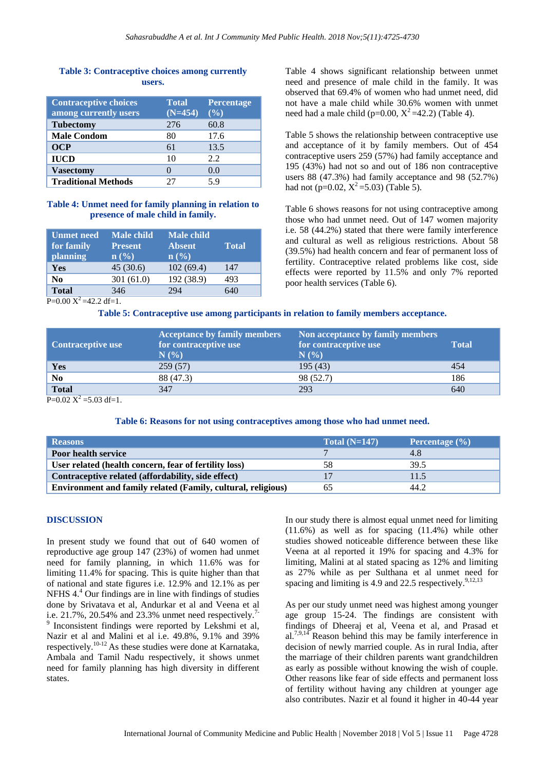**Table 3: Contraceptive choices among currently users.**

| Contraceptive choices among currently users | Total (N=454) | Percentage (%) |
|---|---|---|
| **Tubectomy** | 276 | 60.8 |
| **Male Condom** | 80 | 17.6 |
| **OCP** | 61 | 13.5 |
| **IUCD** | 10 | 2.2 |
| **Vasectomy** | 0 | 0.0 |
| **Traditional Methods** | 27 | 5.9 |

**Table 4: Unmet need for family planning in relation to presence of male child in family.**

| Unmet need for family planning | Male child Present n (%) | Male child Absent n (%) | Total |
|---|---|---|---|
| **Yes** | 45 (30.6) | 102 (69.4) | 147 |
| **No** | 301 (61.0) | 192 (38.9) | 493 |
| **Total** | 346 | 294 | 640 |

P=0.00 $X^2$ =42.2 df=1.

Table 4 shows significant relationship between unmet need and presence of male child in the family. It was observed that 69.4% of women who had unmet need, did not have a male child while 30.6% women with unmet need had a male child (p=0.00, $X^2$ =42.2) (Table 4).

Table 5 shows the relationship between contraceptive use and acceptance of it by family members. Out of 454 contraceptive users 259 (57%) had family acceptance and 195 (43%) had not so and out of 186 non contraceptive users 88 (47.3%) had family acceptance and 98 (52.7%) had not (p=0.02, $X^2$ =5.03) (Table 5).

Table 6 shows reasons for not using contraceptive among those who had unmet need. Out of 147 women majority i.e. 58 (44.2%) stated that there were family interference and cultural as well as religious restrictions. About 58 (39.5%) had health concern and fear of permanent loss of fertility. Contraceptive related problems like cost, side effects were reported by 11.5% and only 7% reported poor health services (Table 6).

**Table 5: Contraceptive use among participants in relation to family members acceptance.**

| Contraceptive use | Acceptance by family members for contraceptive use N (%) | Non acceptance by family members for contraceptive use N (%) | Total |
|---|---|---|---|
| **Yes** | 259 (57) | 195 (43) | 454 |
| **No** | 88 (47.3) | 98 (52.7) | 186 |
| **Total** | 347 | 293 | 640 |

P=0.02 $X^2$ =5.03 df=1.

**Table 6: Reasons for not using contraceptives among those who had unmet need.**

| Reasons | Total (N=147) | Percentage (%) |
|---|---|---|
| **Poor health service** | 7 | 4.8 |
| **User related (health concern, fear of fertility loss)** | 58 | 39.5 |
| **Contraceptive related (affordability, side effect)** | 17 | 11.5 |
| **Environment and family related (Family, cultural, religious)** | 65 | 44.2 |

## DISCUSSION

In present study we found that out of 640 women of reproductive age group 147 (23%) of women had unmet need for family planning, in which 11.6% was for limiting 11.4% for spacing. This is quite higher than that of national and state figures i.e. 12.9% and 12.1% as per NFHS 4.[4] Our findings are in line with findings of studies done by Srivatava et al, Andurkar et al and Veena et al i.e. 21.7%, 20.54% and 23.3% unmet need respectively.[7-9] Inconsistent findings were reported by Lekshmi et al, Nazir et al and Malini et al i.e. 49.8%, 9.1% and 39% respectively.[10-12] As these studies were done at Karnataka, Ambala and Tamil Nadu respectively, it shows unmet need for family planning has high diversity in different states.

In our study there is almost equal unmet need for limiting (11.6%) as well as for spacing (11.4%) while other studies showed noticeable difference between these like Veena at al reported it 19% for spacing and 4.3% for limiting, Malini at al stated spacing as 12% and limiting as 27% while as per Sulthana et al unmet need for spacing and limiting is 4.9 and 22.5 respectively.[9,12,13]

As per our study unmet need was highest among younger age group 15-24. The findings are consistent with findings of Dheeraj et al, Veena et al, and Prasad et al.[7,9,14] Reason behind this may be family interference in decision of newly married couple. As in rural India, after the marriage of their children parents want grandchildren as early as possible without knowing the wish of couple. Other reasons like fear of side effects and permanent loss of fertility without having any children at younger age also contributes. Nazir et al found it higher in 40-44 year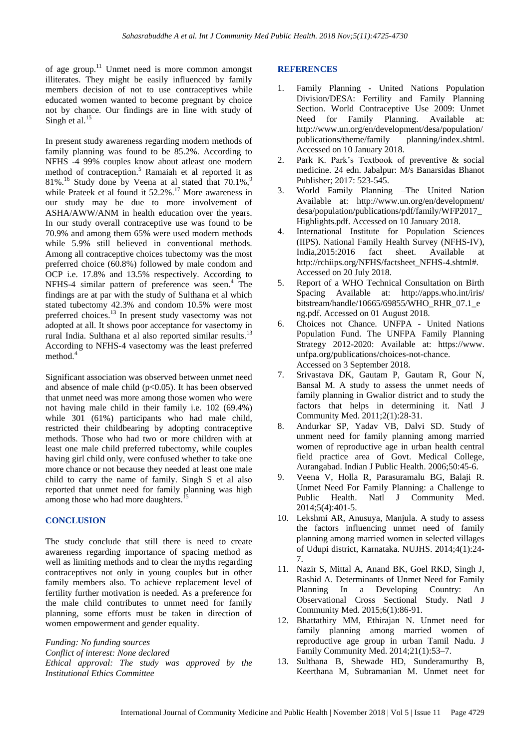of age group.[11] Unmet need is more common amongst illiterates. They might be easily influenced by family members decision of not to use contraceptives while educated women wanted to become pregnant by choice not by chance. Our findings are in line with study of Singh et al.[15]

In present study awareness regarding modern methods of family planning was found to be 85.2%. According to NFHS -4 99% couples know about atleast one modern method of contraception.[5] Ramaiah et al reported it as 81%.[16] Study done by Veena at al stated that 70.1%,[9] while Prateek et al found it 52.2%.[17] More awareness in our study may be due to more involvement of ASHA/AWW/ANM in health education over the years. In our study overall contraceptive use was found to be 70.9% and among them 65% were used modern methods while 5.9% still believed in conventional methods. Among all contraceptive choices tubectomy was the most preferred choice (60.8%) followed by male condom and OCP i.e. 17.8% and 13.5% respectively. According to NFHS-4 similar pattern of preference was seen.[4] The findings are at par with the study of Sulthana et al which stated tubectomy 42.3% and condom 10.5% were most preferred choices.[13] In present study vasectomy was not adopted at all. It shows poor acceptance for vasectomy in rural India. Sulthana et al also reported similar results.[13] According to NFHS-4 vasectomy was the least preferred method.[4]

Significant association was observed between unmet need and absence of male child ($p<0.05$). It has been observed that unmet need was more among those women who were not having male child in their family i.e. 102 (69.4%) while 301 (61%) participants who had male child, restricted their childbearing by adopting contraceptive methods. Those who had two or more children with at least one male child preferred tubectomy, while couples having girl child only, were confused whether to take one more chance or not because they needed at least one male child to carry the name of family. Singh S et al also reported that unmet need for family planning was high among those who had more daughters.[15]

## CONCLUSION

The study conclude that still there is need to create awareness regarding importance of spacing method as well as limiting methods and to clear the myths regarding contraceptives not only in young couples but in other family members also. To achieve replacement level of fertility further motivation is needed. As a preference for the male child contributes to unmet need for family planning, some efforts must be taken in direction of women empowerment and gender equality.

*Funding: No funding sources*
*Conflict of interest: None declared*
*Ethical approval: The study was approved by the Institutional Ethics Committee*

## REFERENCES

1. Family Planning - United Nations Population Division/DESA: Fertility and Family Planning Section. World Contraceptive Use 2009: Unmet Need for Family Planning. Available at: http://www.un.org/en/development/desa/population/publications/theme/family planning/index.shtml. Accessed on 10 January 2018.
2. Park K. Park's Textbook of preventive & social medicine. 24 edn. Jabalpur: M/s Banarsidas Bhanot Publisher; 2017: 523-545.
3. World Family Planning –The United Nation Available at: http://www.un.org/en/development/desa/population/publications/pdf/family/WFP2017_Highlights.pdf. Accessed on 10 January 2018.
4. International Institute for Population Sciences (IIPS). National Family Health Survey (NFHS-IV), India,2015:2016 fact sheet. Available at http://rchiips.org/NFHS/factsheet_NFHS-4.shtml#. Accessed on 20 July 2018.
5. Report of a WHO Technical Consultation on Birth Spacing Available at: http://apps.who.int/iris/bitstream/handle/10665/69855/WHO_RHR_07.1_eng.pdf. Accessed on 01 August 2018.
6. Choices not Chance. UNFPA - United Nations Population Fund. The UNFPA Family Planning Strategy 2012-2020: Available at: https://www.unfpa.org/publications/choices-not-chance. Accessed on 3 September 2018.
7. Srivastava DK, Gautam P, Gautam R, Gour N, Bansal M. A study to assess the unmet needs of family planning in Gwalior district and to study the factors that helps in determining it. Natl J Community Med. 2011;2(1):28-31.
8. Andurkar SP, Yadav VB, Dalvi SD. Study of unment need for family planning among married women of reproductive age in urban health central field practice area of Govt. Medical College, Aurangabad. Indian J Public Health. 2006;50:45-6.
9. Veena V, Holla R, Parasuramalu BG, Balaji R. Unmet Need For Family Planning: a Challenge to Public Health. Natl J Community Med. 2014;5(4):401-5.
10. Lekshmi AR, Anusuya, Manjula. A study to assess the factors influencing unmet need of family planning among married women in selected villages of Udupi district, Karnataka. NUJHS. 2014;4(1):24-7.
11. Nazir S, Mittal A, Anand BK, Goel RKD, Singh J, Rashid A. Determinants of Unmet Need for Family Planning In a Developing Country: An Observational Cross Sectional Study. Natl J Community Med. 2015;6(1):86-91.
12. Bhattathiry MM, Ethirajan N. Unmet need for family planning among married women of reproductive age group in urban Tamil Nadu. J Family Community Med. 2014;21(1):53–7.
13. Sulthana B, Shewade HD, Sunderamurthy B, Keerthana M, Subramanian M. Unmet neet for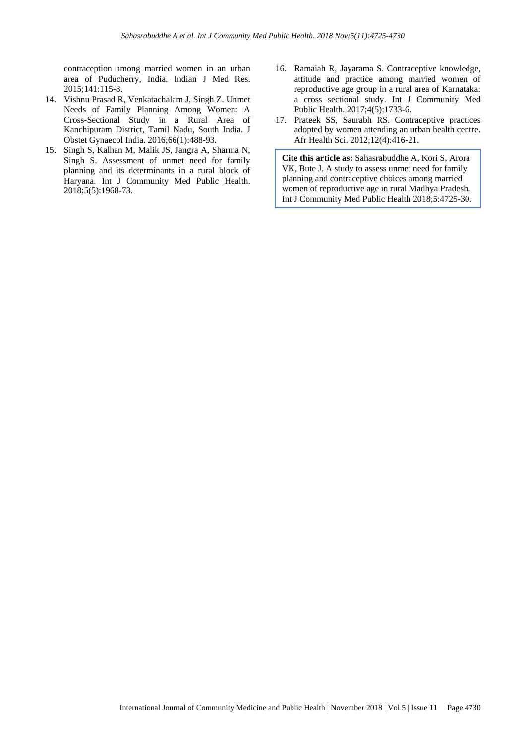contraception among married women in an urban area of Puducherry, India. Indian J Med Res. 2015;141:115-8.

14. Vishnu Prasad R, Venkatachalam J, Singh Z. Unmet Needs of Family Planning Among Women: A Cross-Sectional Study in a Rural Area of Kanchipuram District, Tamil Nadu, South India. J Obstet Gynaecol India. 2016;66(1):488-93.
15. Singh S, Kalhan M, Malik JS, Jangra A, Sharma N, Singh S. Assessment of unmet need for family planning and its determinants in a rural block of Haryana. Int J Community Med Public Health. 2018;5(5):1968-73.
16. Ramaiah R, Jayarama S. Contraceptive knowledge, attitude and practice among married women of reproductive age group in a rural area of Karnataka: a cross sectional study. Int J Community Med Public Health. 2017;4(5):1733-6.
17. Prateek SS, Saurabh RS. Contraceptive practices adopted by women attending an urban health centre. Afr Health Sci. 2012;12(4):416-21.

**Cite this article as:** Sahasrabuddhe A, Kori S, Arora VK, Bute J. A study to assess unmet need for family planning and contraceptive choices among married women of reproductive age in rural Madhya Pradesh. Int J Community Med Public Health 2018;5:4725-30.